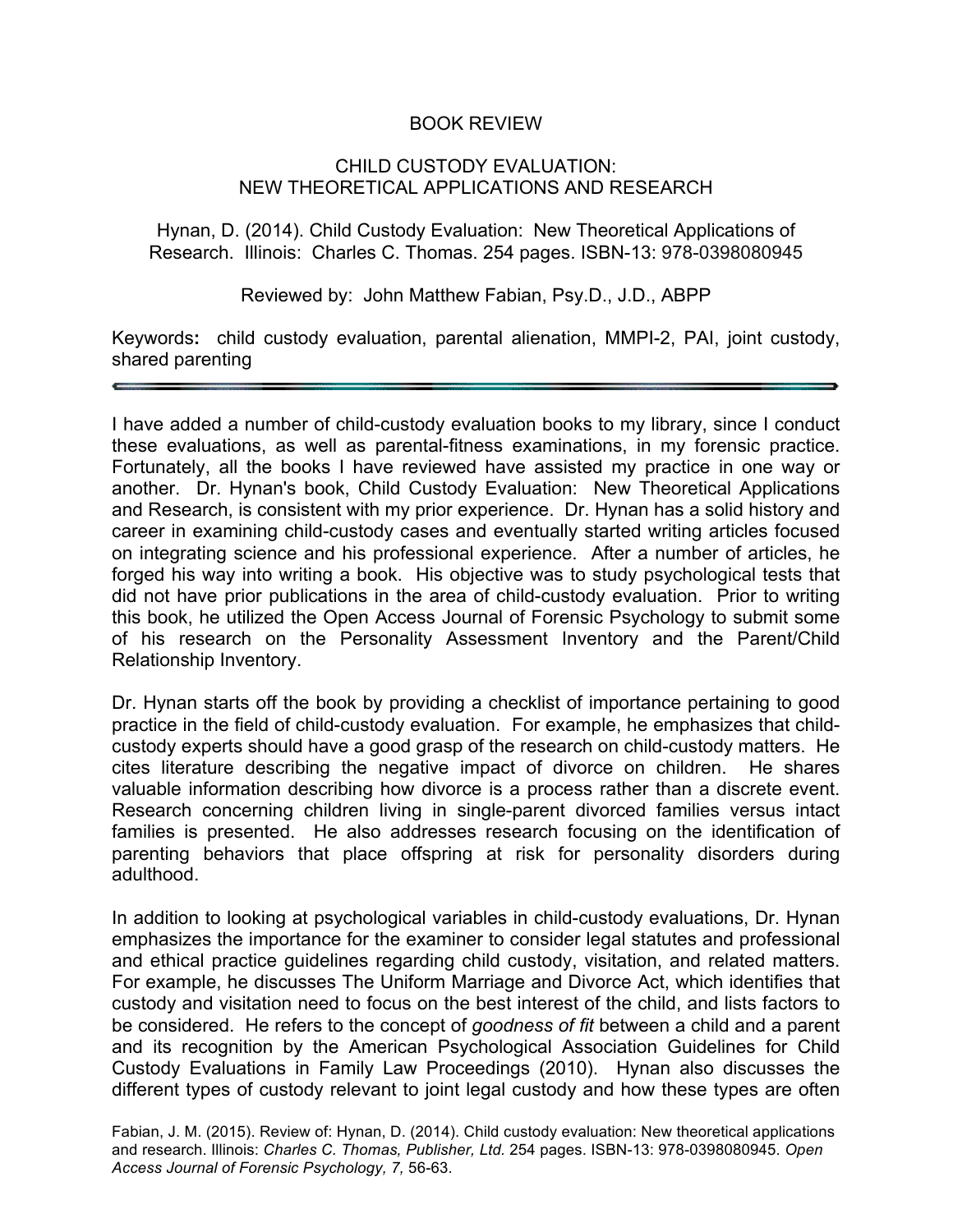# BOOK REVIEW

## CHILD CUSTODY EVALUATION: NEW THEORETICAL APPLICATIONS AND RESEARCH

Hynan, D. (2014). Child Custody Evaluation: New Theoretical Applications of Research. Illinois: Charles C. Thomas. 254 pages. ISBN-13: 978-0398080945

Reviewed by: John Matthew Fabian, Psy.D., J.D., ABPP

**Keywords:** child custody evaluation, parental alienation, MMPI-2, PAI, joint custody, shared parenting

---

I have added a number of child-custody evaluation books to my library, since I conduct these evaluations, as well as parental-fitness examinations, in my forensic practice. Fortunately, all the books I have reviewed have assisted my practice in one way or another. Dr. Hynan's book, Child Custody Evaluation: New Theoretical Applications and Research, is consistent with my prior experience. Dr. Hynan has a solid history and career in examining child-custody cases and eventually started writing articles focused on integrating science and his professional experience. After a number of articles, he forged his way into writing a book. His objective was to study psychological tests that did not have prior publications in the area of child-custody evaluation. Prior to writing this book, he utilized the Open Access Journal of Forensic Psychology to submit some of his research on the Personality Assessment Inventory and the Parent/Child Relationship Inventory.

Dr. Hynan starts off the book by providing a checklist of importance pertaining to good practice in the field of child-custody evaluation. For example, he emphasizes that child-custody experts should have a good grasp of the research on child-custody matters. He cites literature describing the negative impact of divorce on children. He shares valuable information describing how divorce is a process rather than a discrete event. Research concerning children living in single-parent divorced families versus intact families is presented. He also addresses research focusing on the identification of parenting behaviors that place offspring at risk for personality disorders during adulthood.

In addition to looking at psychological variables in child-custody evaluations, Dr. Hynan emphasizes the importance for the examiner to consider legal statutes and professional and ethical practice guidelines regarding child custody, visitation, and related matters. For example, he discusses The Uniform Marriage and Divorce Act, which identifies that custody and visitation need to focus on the best interest of the child, and lists factors to be considered. He refers to the concept of *goodness of fit* between a child and a parent and its recognition by the American Psychological Association Guidelines for Child Custody Evaluations in Family Law Proceedings (2010). Hynan also discusses the different types of custody relevant to joint legal custody and how these types are often

Fabian, J. M. (2015). Review of: Hynan, D. (2014). Child custody evaluation: New theoretical applications and research. Illinois: *Charles C. Thomas, Publisher, Ltd*. 254 pages. ISBN-13: 978-0398080945. *Open Access Journal of Forensic Psychology, 7,* 56-63.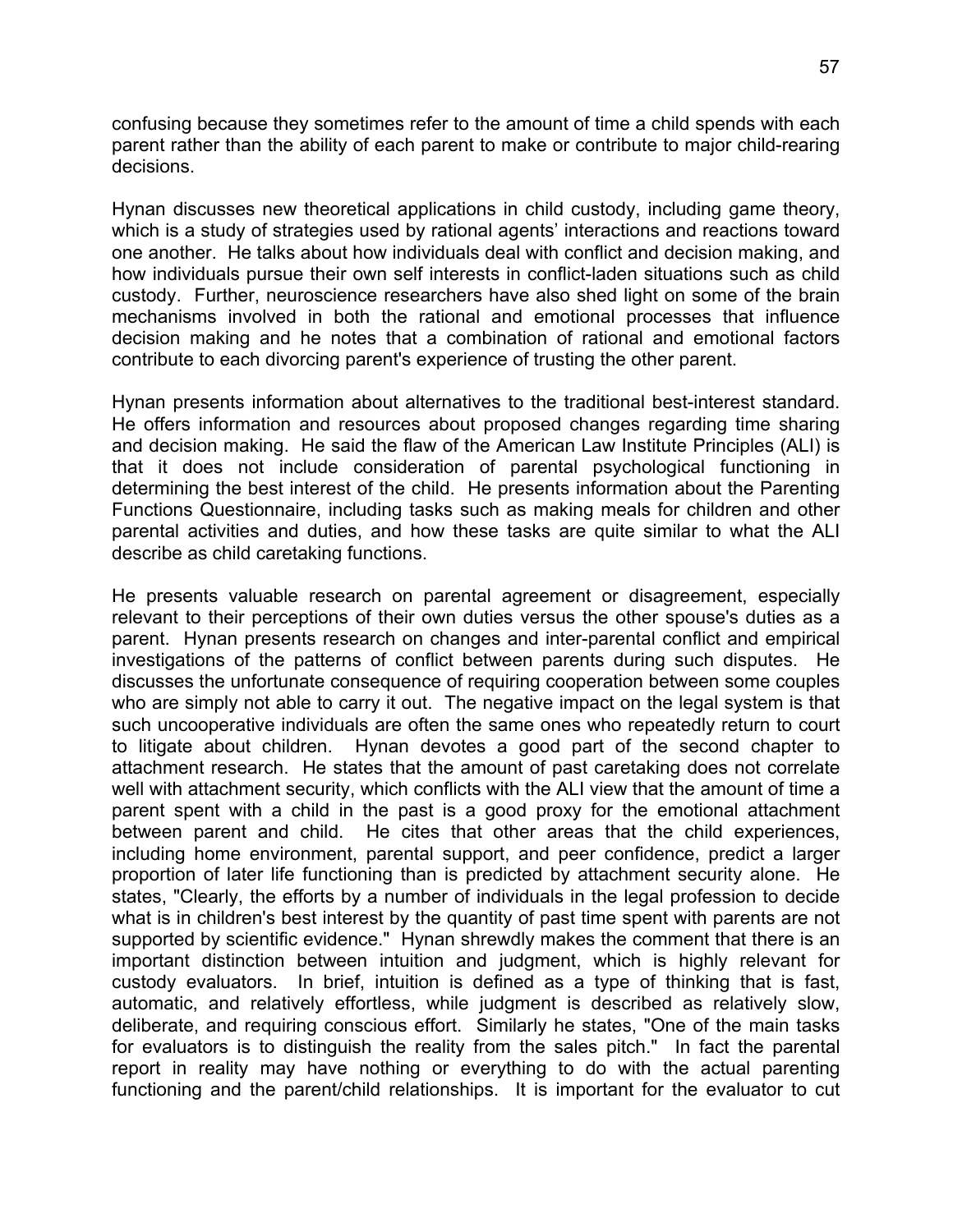confusing because they sometimes refer to the amount of time a child spends with each parent rather than the ability of each parent to make or contribute to major child-rearing decisions.

Hynan discusses new theoretical applications in child custody, including game theory, which is a study of strategies used by rational agents' interactions and reactions toward one another. He talks about how individuals deal with conflict and decision making, and how individuals pursue their own self interests in conflict-laden situations such as child custody. Further, neuroscience researchers have also shed light on some of the brain mechanisms involved in both the rational and emotional processes that influence decision making and he notes that a combination of rational and emotional factors contribute to each divorcing parent's experience of trusting the other parent.

Hynan presents information about alternatives to the traditional best-interest standard. He offers information and resources about proposed changes regarding time sharing and decision making. He said the flaw of the American Law Institute Principles (ALI) is that it does not include consideration of parental psychological functioning in determining the best interest of the child. He presents information about the Parenting Functions Questionnaire, including tasks such as making meals for children and other parental activities and duties, and how these tasks are quite similar to what the ALI describe as child caretaking functions.

He presents valuable research on parental agreement or disagreement, especially relevant to their perceptions of their own duties versus the other spouse's duties as a parent. Hynan presents research on changes and inter-parental conflict and empirical investigations of the patterns of conflict between parents during such disputes. He discusses the unfortunate consequence of requiring cooperation between some couples who are simply not able to carry it out. The negative impact on the legal system is that such uncooperative individuals are often the same ones who repeatedly return to court to litigate about children. Hynan devotes a good part of the second chapter to attachment research. He states that the amount of past caretaking does not correlate well with attachment security, which conflicts with the ALI view that the amount of time a parent spent with a child in the past is a good proxy for the emotional attachment between parent and child. He cites that other areas that the child experiences, including home environment, parental support, and peer confidence, predict a larger proportion of later life functioning than is predicted by attachment security alone. He states, "Clearly, the efforts by a number of individuals in the legal profession to decide what is in children's best interest by the quantity of past time spent with parents are not supported by scientific evidence." Hynan shrewdly makes the comment that there is an important distinction between intuition and judgment, which is highly relevant for custody evaluators. In brief, intuition is defined as a type of thinking that is fast, automatic, and relatively effortless, while judgment is described as relatively slow, deliberate, and requiring conscious effort. Similarly he states, "One of the main tasks for evaluators is to distinguish the reality from the sales pitch." In fact the parental report in reality may have nothing or everything to do with the actual parenting functioning and the parent/child relationships. It is important for the evaluator to cut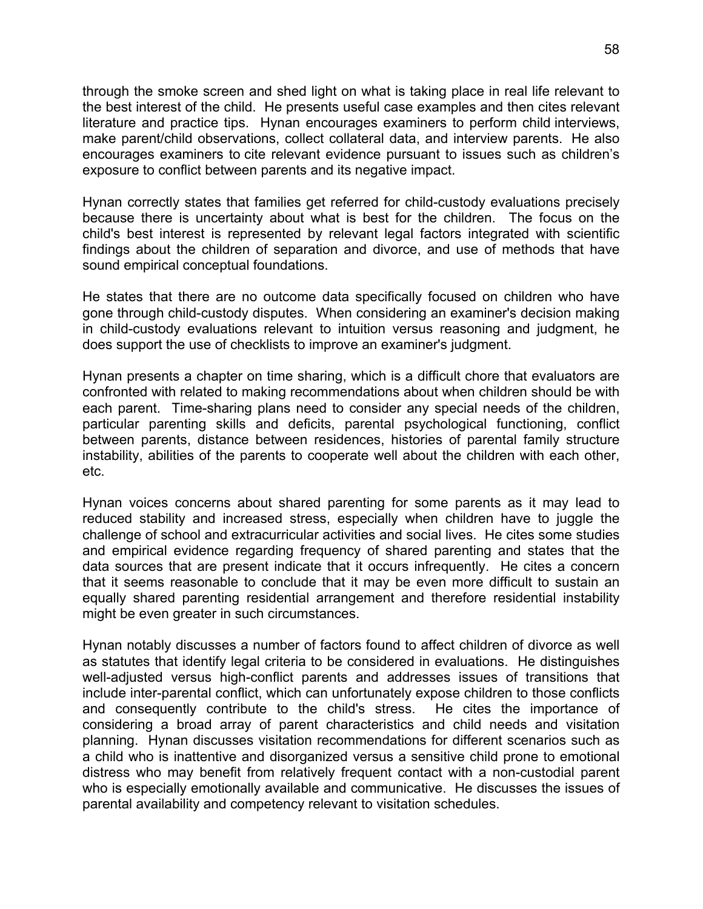through the smoke screen and shed light on what is taking place in real life relevant to the best interest of the child. He presents useful case examples and then cites relevant literature and practice tips. Hynan encourages examiners to perform child interviews, make parent/child observations, collect collateral data, and interview parents. He also encourages examiners to cite relevant evidence pursuant to issues such as children's exposure to conflict between parents and its negative impact.

Hynan correctly states that families get referred for child-custody evaluations precisely because there is uncertainty about what is best for the children. The focus on the child's best interest is represented by relevant legal factors integrated with scientific findings about the children of separation and divorce, and use of methods that have sound empirical conceptual foundations.

He states that there are no outcome data specifically focused on children who have gone through child-custody disputes. When considering an examiner's decision making in child-custody evaluations relevant to intuition versus reasoning and judgment, he does support the use of checklists to improve an examiner's judgment.

Hynan presents a chapter on time sharing, which is a difficult chore that evaluators are confronted with related to making recommendations about when children should be with each parent. Time-sharing plans need to consider any special needs of the children, particular parenting skills and deficits, parental psychological functioning, conflict between parents, distance between residences, histories of parental family structure instability, abilities of the parents to cooperate well about the children with each other, etc.

Hynan voices concerns about shared parenting for some parents as it may lead to reduced stability and increased stress, especially when children have to juggle the challenge of school and extracurricular activities and social lives. He cites some studies and empirical evidence regarding frequency of shared parenting and states that the data sources that are present indicate that it occurs infrequently. He cites a concern that it seems reasonable to conclude that it may be even more difficult to sustain an equally shared parenting residential arrangement and therefore residential instability might be even greater in such circumstances.

Hynan notably discusses a number of factors found to affect children of divorce as well as statutes that identify legal criteria to be considered in evaluations. He distinguishes well-adjusted versus high-conflict parents and addresses issues of transitions that include inter-parental conflict, which can unfortunately expose children to those conflicts and consequently contribute to the child's stress. He cites the importance of considering a broad array of parent characteristics and child needs and visitation planning. Hynan discusses visitation recommendations for different scenarios such as a child who is inattentive and disorganized versus a sensitive child prone to emotional distress who may benefit from relatively frequent contact with a non-custodial parent who is especially emotionally available and communicative. He discusses the issues of parental availability and competency relevant to visitation schedules.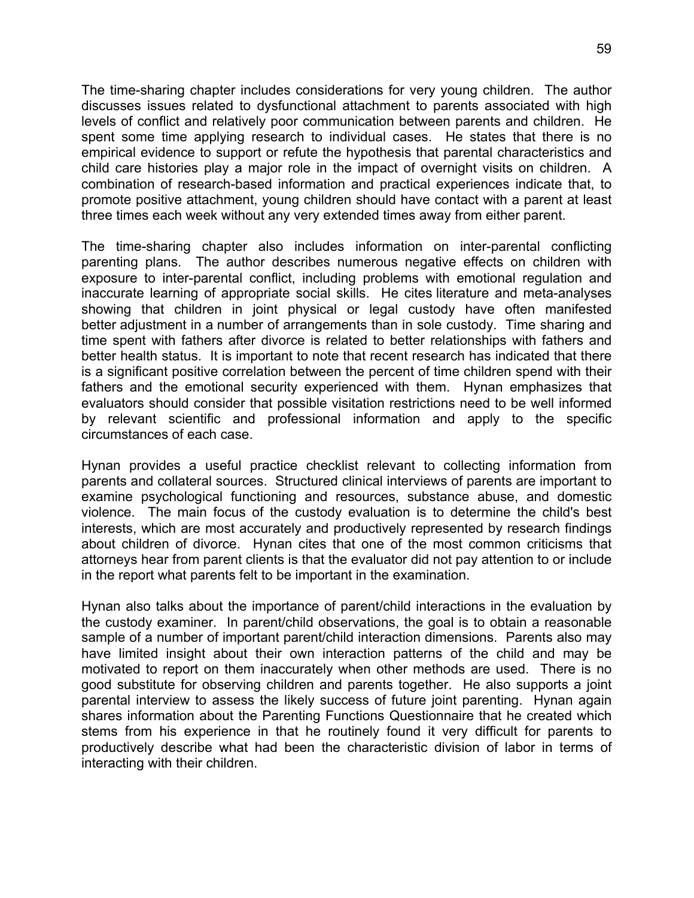The time-sharing chapter includes considerations for very young children. The author discusses issues related to dysfunctional attachment to parents associated with high levels of conflict and relatively poor communication between parents and children. He spent some time applying research to individual cases. He states that there is no empirical evidence to support or refute the hypothesis that parental characteristics and child care histories play a major role in the impact of overnight visits on children. A combination of research-based information and practical experiences indicate that, to promote positive attachment, young children should have contact with a parent at least three times each week without any very extended times away from either parent.

The time-sharing chapter also includes information on inter-parental conflicting parenting plans. The author describes numerous negative effects on children with exposure to inter-parental conflict, including problems with emotional regulation and inaccurate learning of appropriate social skills. He cites literature and meta-analyses showing that children in joint physical or legal custody have often manifested better adjustment in a number of arrangements than in sole custody. Time sharing and time spent with fathers after divorce is related to better relationships with fathers and better health status. It is important to note that recent research has indicated that there is a significant positive correlation between the percent of time children spend with their fathers and the emotional security experienced with them. Hynan emphasizes that evaluators should consider that possible visitation restrictions need to be well informed by relevant scientific and professional information and apply to the specific circumstances of each case.

Hynan provides a useful practice checklist relevant to collecting information from parents and collateral sources. Structured clinical interviews of parents are important to examine psychological functioning and resources, substance abuse, and domestic violence. The main focus of the custody evaluation is to determine the child's best interests, which are most accurately and productively represented by research findings about children of divorce. Hynan cites that one of the most common criticisms that attorneys hear from parent clients is that the evaluator did not pay attention to or include in the report what parents felt to be important in the examination.

Hynan also talks about the importance of parent/child interactions in the evaluation by the custody examiner. In parent/child observations, the goal is to obtain a reasonable sample of a number of important parent/child interaction dimensions. Parents also may have limited insight about their own interaction patterns of the child and may be motivated to report on them inaccurately when other methods are used. There is no good substitute for observing children and parents together. He also supports a joint parental interview to assess the likely success of future joint parenting. Hynan again shares information about the Parenting Functions Questionnaire that he created which stems from his experience in that he routinely found it very difficult for parents to productively describe what had been the characteristic division of labor in terms of interacting with their children.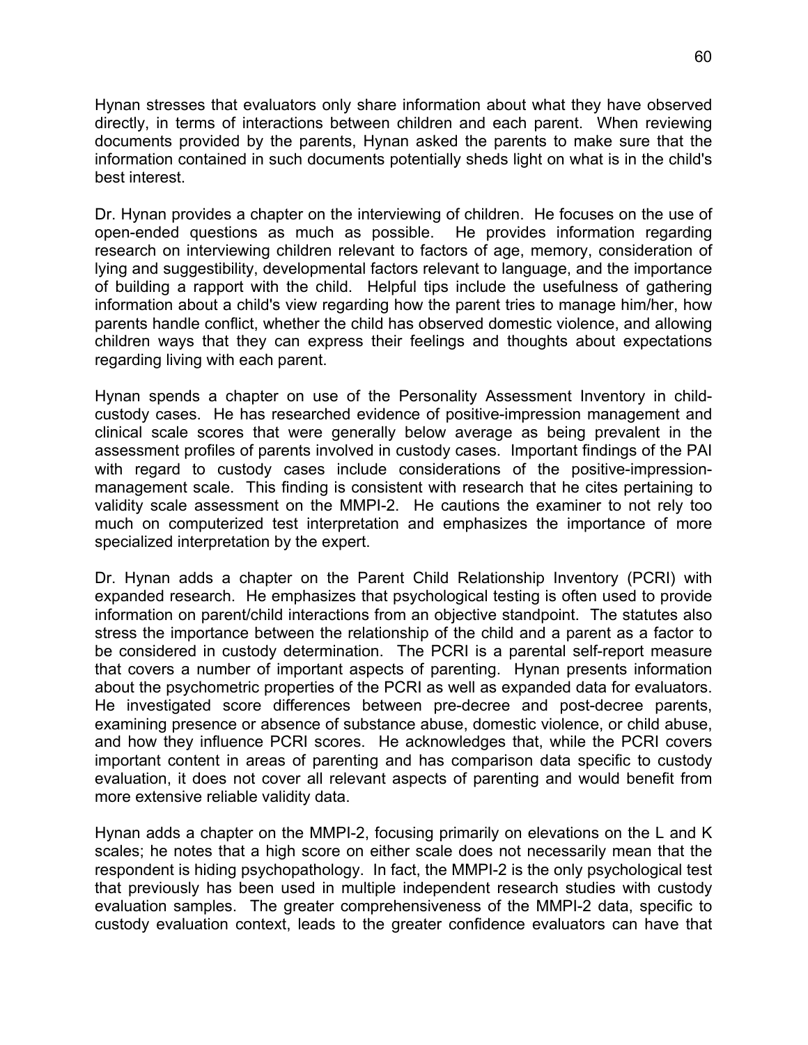Hynan stresses that evaluators only share information about what they have observed directly, in terms of interactions between children and each parent. When reviewing documents provided by the parents, Hynan asked the parents to make sure that the information contained in such documents potentially sheds light on what is in the child's best interest.

Dr. Hynan provides a chapter on the interviewing of children. He focuses on the use of open-ended questions as much as possible. He provides information regarding research on interviewing children relevant to factors of age, memory, consideration of lying and suggestibility, developmental factors relevant to language, and the importance of building a rapport with the child. Helpful tips include the usefulness of gathering information about a child's view regarding how the parent tries to manage him/her, how parents handle conflict, whether the child has observed domestic violence, and allowing children ways that they can express their feelings and thoughts about expectations regarding living with each parent.

Hynan spends a chapter on use of the Personality Assessment Inventory in child-custody cases. He has researched evidence of positive-impression management and clinical scale scores that were generally below average as being prevalent in the assessment profiles of parents involved in custody cases. Important findings of the PAI with regard to custody cases include considerations of the positive-impression-management scale. This finding is consistent with research that he cites pertaining to validity scale assessment on the MMPI-2. He cautions the examiner to not rely too much on computerized test interpretation and emphasizes the importance of more specialized interpretation by the expert.

Dr. Hynan adds a chapter on the Parent Child Relationship Inventory (PCRI) with expanded research. He emphasizes that psychological testing is often used to provide information on parent/child interactions from an objective standpoint. The statutes also stress the importance between the relationship of the child and a parent as a factor to be considered in custody determination. The PCRI is a parental self-report measure that covers a number of important aspects of parenting. Hynan presents information about the psychometric properties of the PCRI as well as expanded data for evaluators. He investigated score differences between pre-decree and post-decree parents, examining presence or absence of substance abuse, domestic violence, or child abuse, and how they influence PCRI scores. He acknowledges that, while the PCRI covers important content in areas of parenting and has comparison data specific to custody evaluation, it does not cover all relevant aspects of parenting and would benefit from more extensive reliable validity data.

Hynan adds a chapter on the MMPI-2, focusing primarily on elevations on the L and K scales; he notes that a high score on either scale does not necessarily mean that the respondent is hiding psychopathology. In fact, the MMPI-2 is the only psychological test that previously has been used in multiple independent research studies with custody evaluation samples. The greater comprehensiveness of the MMPI-2 data, specific to custody evaluation context, leads to the greater confidence evaluators can have that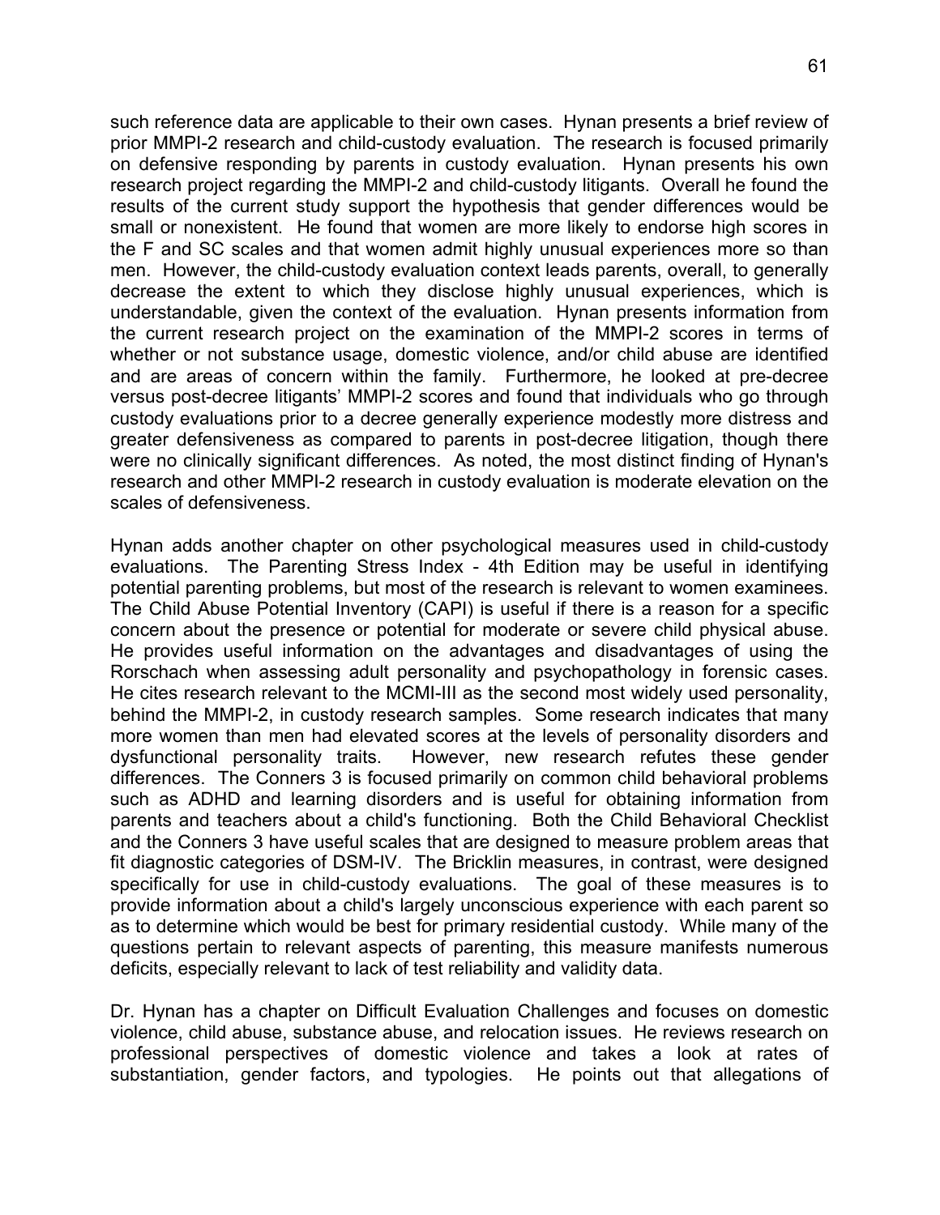such reference data are applicable to their own cases. Hynan presents a brief review of prior MMPI-2 research and child-custody evaluation. The research is focused primarily on defensive responding by parents in custody evaluation. Hynan presents his own research project regarding the MMPI-2 and child-custody litigants. Overall he found the results of the current study support the hypothesis that gender differences would be small or nonexistent. He found that women are more likely to endorse high scores in the F and SC scales and that women admit highly unusual experiences more so than men. However, the child-custody evaluation context leads parents, overall, to generally decrease the extent to which they disclose highly unusual experiences, which is understandable, given the context of the evaluation. Hynan presents information from the current research project on the examination of the MMPI-2 scores in terms of whether or not substance usage, domestic violence, and/or child abuse are identified and are areas of concern within the family. Furthermore, he looked at pre-decree versus post-decree litigants' MMPI-2 scores and found that individuals who go through custody evaluations prior to a decree generally experience modestly more distress and greater defensiveness as compared to parents in post-decree litigation, though there were no clinically significant differences. As noted, the most distinct finding of Hynan's research and other MMPI-2 research in custody evaluation is moderate elevation on the scales of defensiveness.

Hynan adds another chapter on other psychological measures used in child-custody evaluations. The Parenting Stress Index - 4th Edition may be useful in identifying potential parenting problems, but most of the research is relevant to women examinees. The Child Abuse Potential Inventory (CAPI) is useful if there is a reason for a specific concern about the presence or potential for moderate or severe child physical abuse. He provides useful information on the advantages and disadvantages of using the Rorschach when assessing adult personality and psychopathology in forensic cases. He cites research relevant to the MCMI-III as the second most widely used personality, behind the MMPI-2, in custody research samples. Some research indicates that many more women than men had elevated scores at the levels of personality disorders and dysfunctional personality traits. However, new research refutes these gender differences. The Conners 3 is focused primarily on common child behavioral problems such as ADHD and learning disorders and is useful for obtaining information from parents and teachers about a child's functioning. Both the Child Behavioral Checklist and the Conners 3 have useful scales that are designed to measure problem areas that fit diagnostic categories of DSM-IV. The Bricklin measures, in contrast, were designed specifically for use in child-custody evaluations. The goal of these measures is to provide information about a child's largely unconscious experience with each parent so as to determine which would be best for primary residential custody. While many of the questions pertain to relevant aspects of parenting, this measure manifests numerous deficits, especially relevant to lack of test reliability and validity data.

Dr. Hynan has a chapter on Difficult Evaluation Challenges and focuses on domestic violence, child abuse, substance abuse, and relocation issues. He reviews research on professional perspectives of domestic violence and takes a look at rates of substantiation, gender factors, and typologies. He points out that allegations of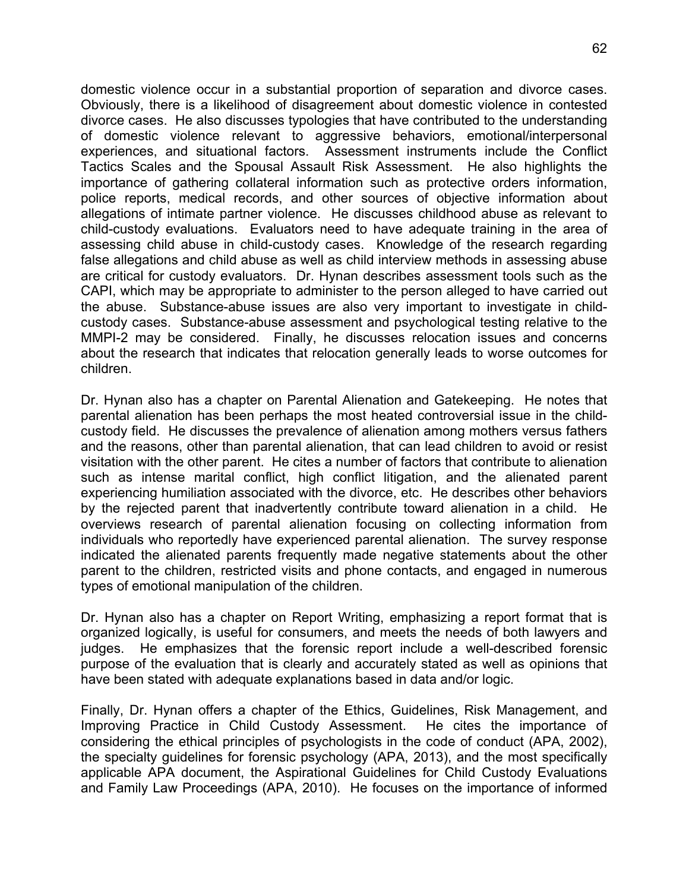domestic violence occur in a substantial proportion of separation and divorce cases. Obviously, there is a likelihood of disagreement about domestic violence in contested divorce cases. He also discusses typologies that have contributed to the understanding of domestic violence relevant to aggressive behaviors, emotional/interpersonal experiences, and situational factors. Assessment instruments include the Conflict Tactics Scales and the Spousal Assault Risk Assessment. He also highlights the importance of gathering collateral information such as protective orders information, police reports, medical records, and other sources of objective information about allegations of intimate partner violence. He discusses childhood abuse as relevant to child-custody evaluations. Evaluators need to have adequate training in the area of assessing child abuse in child-custody cases. Knowledge of the research regarding false allegations and child abuse as well as child interview methods in assessing abuse are critical for custody evaluators. Dr. Hynan describes assessment tools such as the CAPI, which may be appropriate to administer to the person alleged to have carried out the abuse. Substance-abuse issues are also very important to investigate in child-custody cases. Substance-abuse assessment and psychological testing relative to the MMPI-2 may be considered. Finally, he discusses relocation issues and concerns about the research that indicates that relocation generally leads to worse outcomes for children.

Dr. Hynan also has a chapter on Parental Alienation and Gatekeeping. He notes that parental alienation has been perhaps the most heated controversial issue in the child-custody field. He discusses the prevalence of alienation among mothers versus fathers and the reasons, other than parental alienation, that can lead children to avoid or resist visitation with the other parent. He cites a number of factors that contribute to alienation such as intense marital conflict, high conflict litigation, and the alienated parent experiencing humiliation associated with the divorce, etc. He describes other behaviors by the rejected parent that inadvertently contribute toward alienation in a child. He overviews research of parental alienation focusing on collecting information from individuals who reportedly have experienced parental alienation. The survey response indicated the alienated parents frequently made negative statements about the other parent to the children, restricted visits and phone contacts, and engaged in numerous types of emotional manipulation of the children.

Dr. Hynan also has a chapter on Report Writing, emphasizing a report format that is organized logically, is useful for consumers, and meets the needs of both lawyers and judges. He emphasizes that the forensic report include a well-described forensic purpose of the evaluation that is clearly and accurately stated as well as opinions that have been stated with adequate explanations based in data and/or logic.

Finally, Dr. Hynan offers a chapter of the Ethics, Guidelines, Risk Management, and Improving Practice in Child Custody Assessment. He cites the importance of considering the ethical principles of psychologists in the code of conduct (APA, 2002), the specialty guidelines for forensic psychology (APA, 2013), and the most specifically applicable APA document, the Aspirational Guidelines for Child Custody Evaluations and Family Law Proceedings (APA, 2010). He focuses on the importance of informed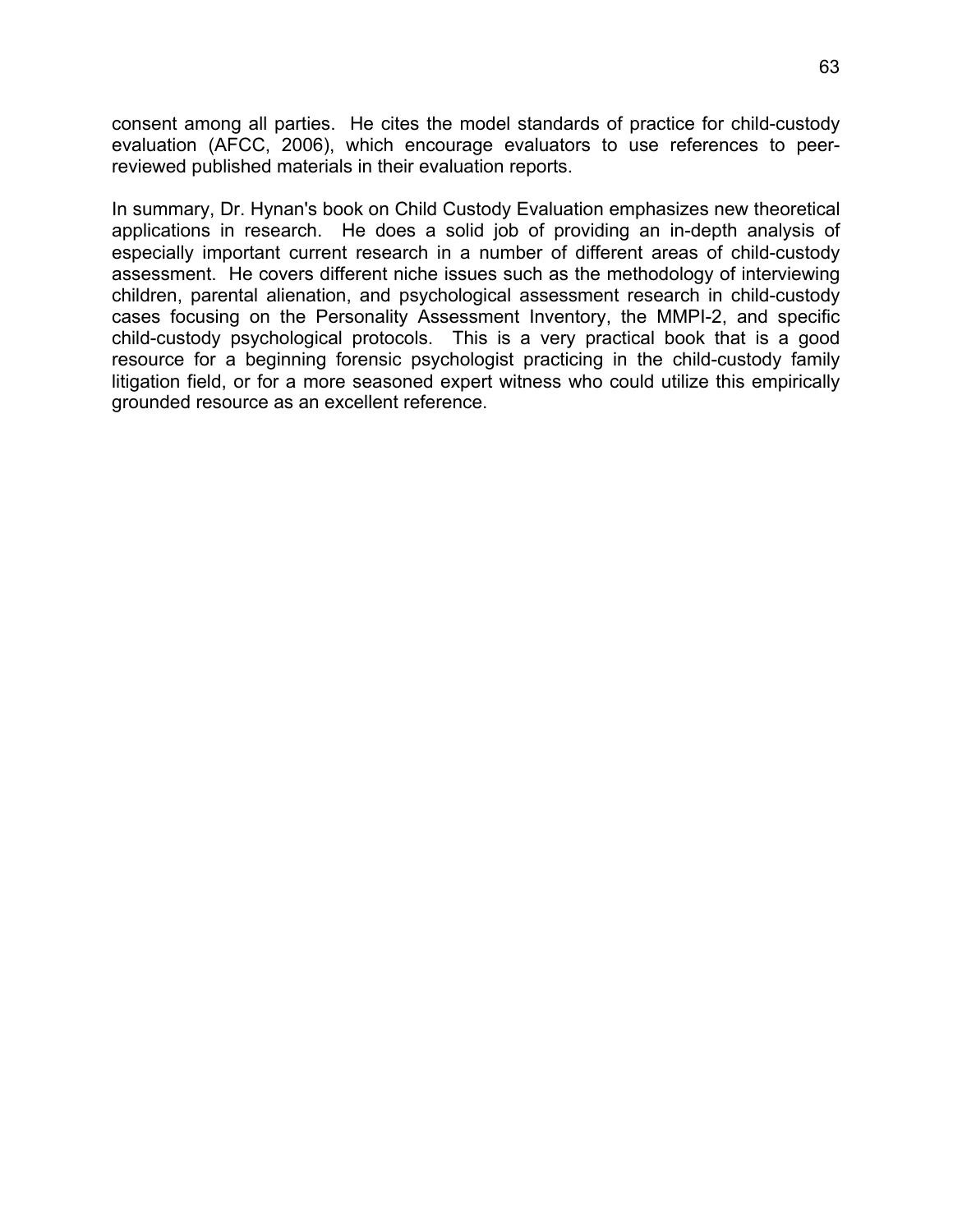consent among all parties. He cites the model standards of practice for child-custody evaluation (AFCC, 2006), which encourage evaluators to use references to peer-reviewed published materials in their evaluation reports.

In summary, Dr. Hynan's book on Child Custody Evaluation emphasizes new theoretical applications in research. He does a solid job of providing an in-depth analysis of especially important current research in a number of different areas of child-custody assessment. He covers different niche issues such as the methodology of interviewing children, parental alienation, and psychological assessment research in child-custody cases focusing on the Personality Assessment Inventory, the MMPI-2, and specific child-custody psychological protocols. This is a very practical book that is a good resource for a beginning forensic psychologist practicing in the child-custody family litigation field, or for a more seasoned expert witness who could utilize this empirically grounded resource as an excellent reference.